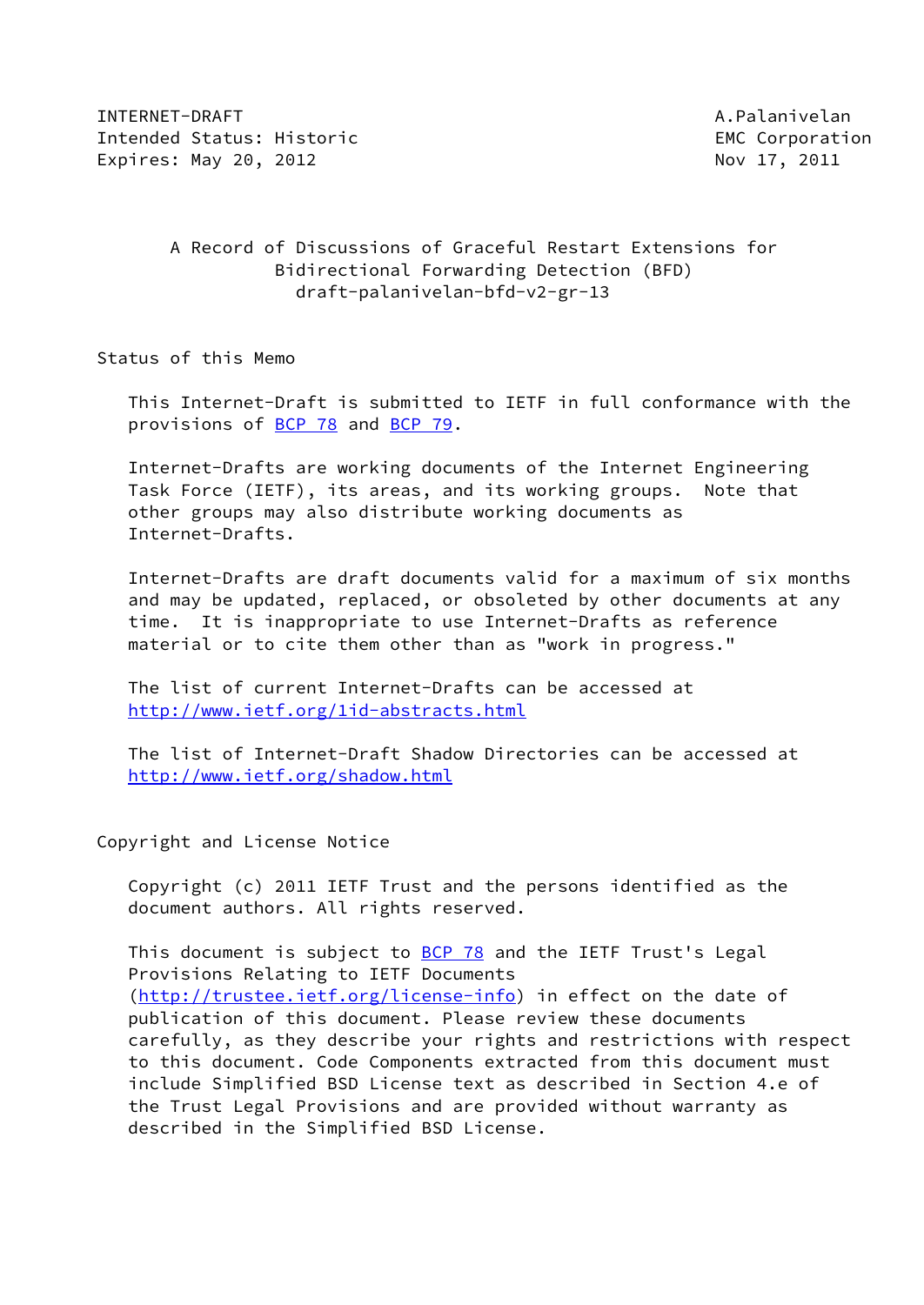INTERNET-DRAFT                                              A.Palanivelan
Intended Status: Historic                                 EMC Corporation
Expires: May 20, 2012                                        Nov 17, 2011

# A Record of Discussions of Graceful Restart Extensions for Bidirectional Forwarding Detection (BFD)

draft-palanivelan-bfd-v2-gr-13

## Status of this Memo

This Internet-Draft is submitted to IETF in full conformance with the provisions of BCP 78 and BCP 79.

Internet-Drafts are working documents of the Internet Engineering Task Force (IETF), its areas, and its working groups. Note that other groups may also distribute working documents as Internet-Drafts.

Internet-Drafts are draft documents valid for a maximum of six months and may be updated, replaced, or obsoleted by other documents at any time. It is inappropriate to use Internet-Drafts as reference material or to cite them other than as "work in progress."

The list of current Internet-Drafts can be accessed at http://www.ietf.org/1id-abstracts.html

The list of Internet-Draft Shadow Directories can be accessed at http://www.ietf.org/shadow.html

## Copyright and License Notice

Copyright (c) 2011 IETF Trust and the persons identified as the document authors. All rights reserved.

This document is subject to BCP 78 and the IETF Trust's Legal Provisions Relating to IETF Documents (http://trustee.ietf.org/license-info) in effect on the date of publication of this document. Please review these documents carefully, as they describe your rights and restrictions with respect to this document. Code Components extracted from this document must include Simplified BSD License text as described in Section 4.e of the Trust Legal Provisions and are provided without warranty as described in the Simplified BSD License.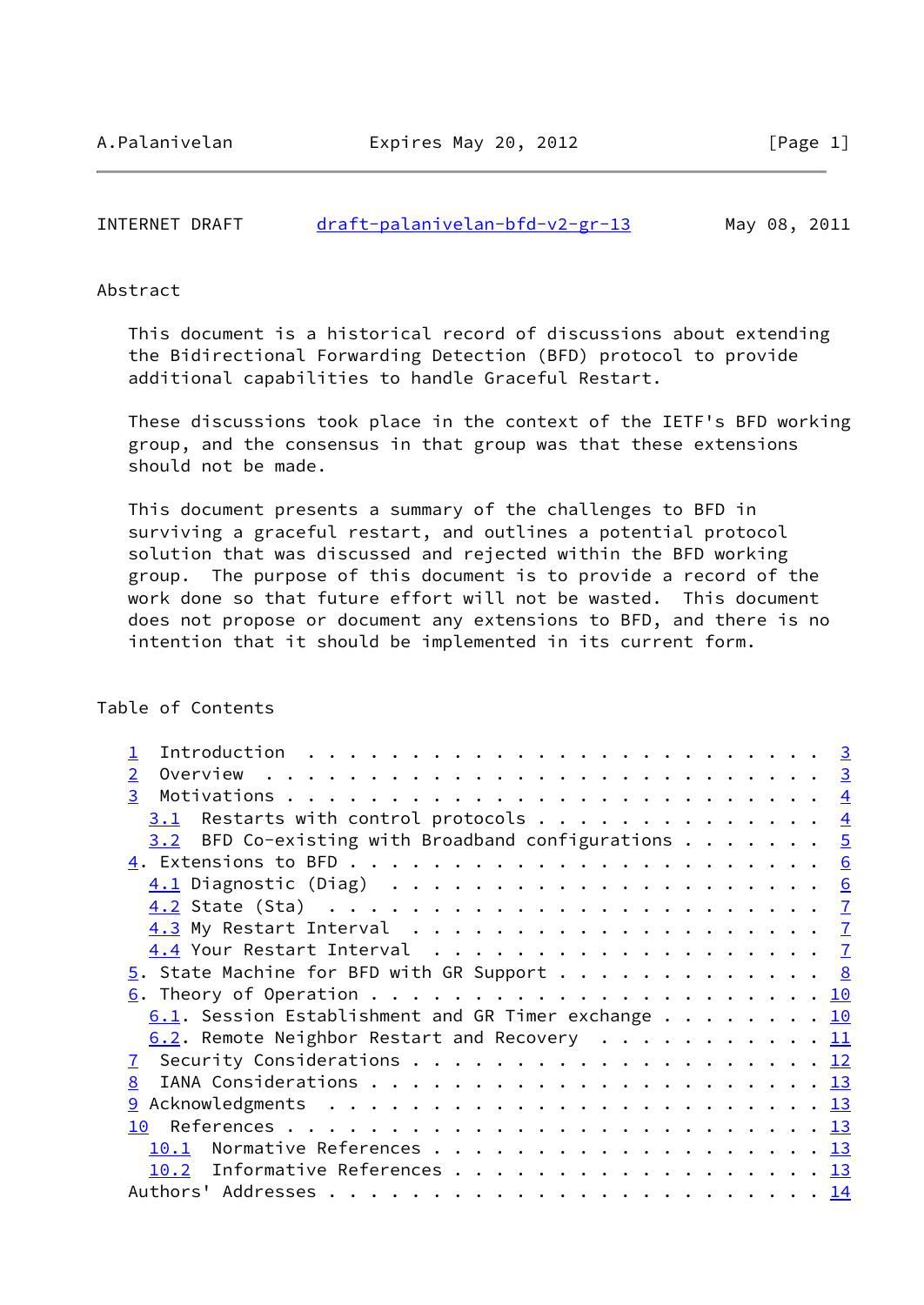## Abstract

This document is a historical record of discussions about extending the Bidirectional Forwarding Detection (BFD) protocol to provide additional capabilities to handle Graceful Restart.

These discussions took place in the context of the IETF's BFD working group, and the consensus in that group was that these extensions should not be made.

This document presents a summary of the challenges to BFD in surviving a graceful restart, and outlines a potential protocol solution that was discussed and rejected within the BFD working group. The purpose of this document is to provide a record of the work done so that future effort will not be wasted. This document does not propose or document any extensions to BFD, and there is no intention that it should be implemented in its current form.

## Table of Contents

```
   1  Introduction . . . . . . . . . . . . . . . . . . . . . . . . . 3
   2  Overview  . . . . . . . . . . . . . . . . . . . . . . . . . . . 3
   3  Motivations . . . . . . . . . . . . . . . . . . . . . . . . . . 4
     3.1  Restarts with control protocols . . . . . . . . . . . . . . 4
     3.2  BFD Co-existing with Broadband configurations . . . . . . . 5
   4. Extensions to BFD . . . . . . . . . . . . . . . . . . . . . . . 6
     4.1 Diagnostic (Diag)  . . . . . . . . . . . . . . . . . . . . . 6
     4.2 State (Sta)  . . . . . . . . . . . . . . . . . . . . . . . . 7
     4.3 My Restart Interval  . . . . . . . . . . . . . . . . . . . . 7
     4.4 Your Restart Interval  . . . . . . . . . . . . . . . . . . . 7
   5. State Machine for BFD with GR Support . . . . . . . . . . . . . 8
   6. Theory of Operation . . . . . . . . . . . . . . . . . . . . . . 10
     6.1. Session Establishment and GR Timer exchange . . . . . . . . 10
     6.2. Remote Neighbor Restart and Recovery  . . . . . . . . . . . 11
   7  Security Considerations . . . . . . . . . . . . . . . . . . . . 12
   8  IANA Considerations . . . . . . . . . . . . . . . . . . . . . . 13
   9 Acknowledgments  . . . . . . . . . . . . . . . . . . . . . . . . 13
   10  References . . . . . . . . . . . . . . . . . . . . . . . . . . 13
     10.1  Normative References . . . . . . . . . . . . . . . . . . . 13
     10.2  Informative References . . . . . . . . . . . . . . . . . . 13
   Authors' Addresses . . . . . . . . . . . . . . . . . . . . . . . . 14
```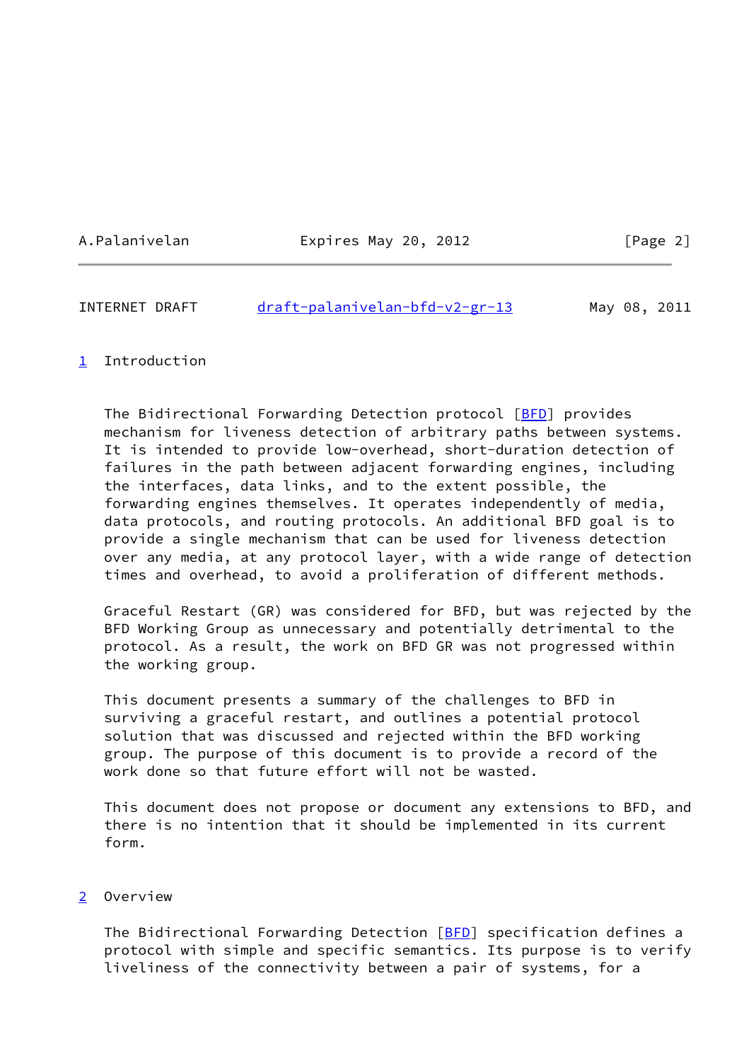## 1 Introduction

The Bidirectional Forwarding Detection protocol [BFD] provides mechanism for liveness detection of arbitrary paths between systems. It is intended to provide low-overhead, short-duration detection of failures in the path between adjacent forwarding engines, including the interfaces, data links, and to the extent possible, the forwarding engines themselves. It operates independently of media, data protocols, and routing protocols. An additional BFD goal is to provide a single mechanism that can be used for liveness detection over any media, at any protocol layer, with a wide range of detection times and overhead, to avoid a proliferation of different methods.

Graceful Restart (GR) was considered for BFD, but was rejected by the BFD Working Group as unnecessary and potentially detrimental to the protocol. As a result, the work on BFD GR was not progressed within the working group.

This document presents a summary of the challenges to BFD in surviving a graceful restart, and outlines a potential protocol solution that was discussed and rejected within the BFD working group. The purpose of this document is to provide a record of the work done so that future effort will not be wasted.

This document does not propose or document any extensions to BFD, and there is no intention that it should be implemented in its current form.

## 2 Overview

The Bidirectional Forwarding Detection [BFD] specification defines a protocol with simple and specific semantics. Its purpose is to verify liveliness of the connectivity between a pair of systems, for a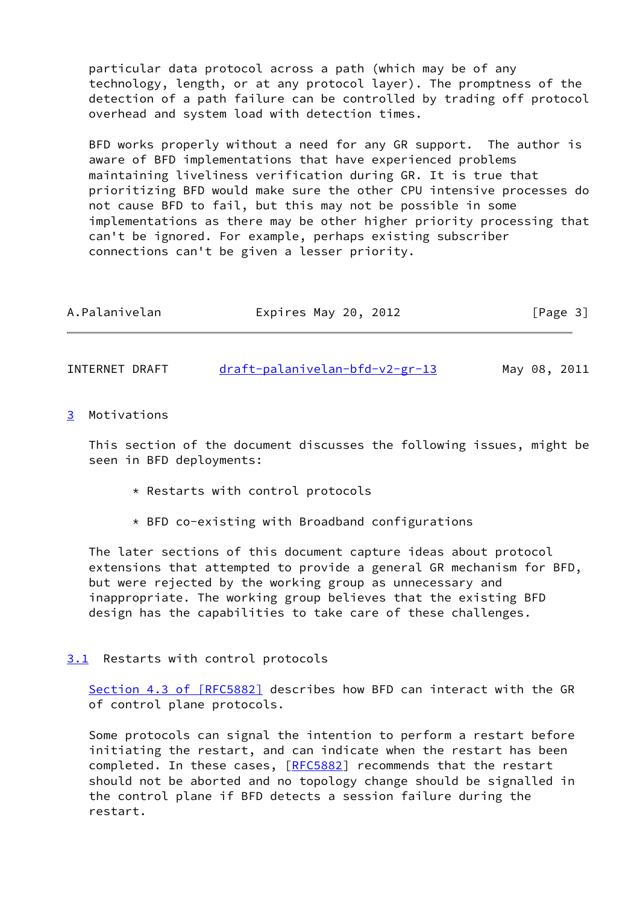particular data protocol across a path (which may be of any technology, length, or at any protocol layer). The promptness of the detection of a path failure can be controlled by trading off protocol overhead and system load with detection times.

BFD works properly without a need for any GR support. The author is aware of BFD implementations that have experienced problems maintaining liveliness verification during GR. It is true that prioritizing BFD would make sure the other CPU intensive processes do not cause BFD to fail, but this may not be possible in some implementations as there may be other higher priority processing that can't be ignored. For example, perhaps existing subscriber connections can't be given a lesser priority.

## 3 Motivations

This section of the document discusses the following issues, might be seen in BFD deployments:

* Restarts with control protocols

* BFD co-existing with Broadband configurations

The later sections of this document capture ideas about protocol extensions that attempted to provide a general GR mechanism for BFD, but were rejected by the working group as unnecessary and inappropriate. The working group believes that the existing BFD design has the capabilities to take care of these challenges.

### 3.1 Restarts with control protocols

Section 4.3 of [RFC5882] describes how BFD can interact with the GR of control plane protocols.

Some protocols can signal the intention to perform a restart before initiating the restart, and can indicate when the restart has been completed. In these cases, [RFC5882] recommends that the restart should not be aborted and no topology change should be signalled in the control plane if BFD detects a session failure during the restart.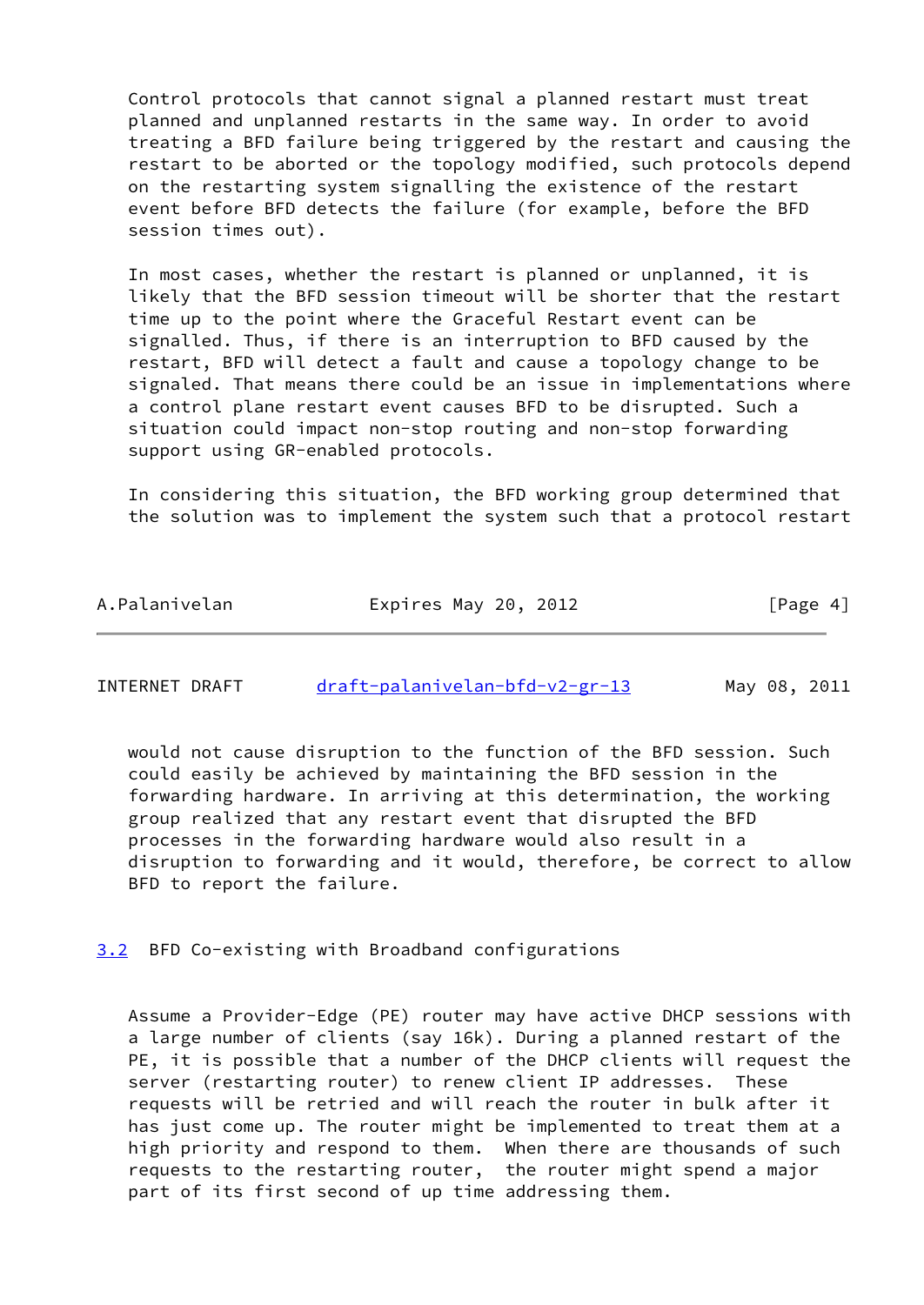Control protocols that cannot signal a planned restart must treat planned and unplanned restarts in the same way. In order to avoid treating a BFD failure being triggered by the restart and causing the restart to be aborted or the topology modified, such protocols depend on the restarting system signalling the existence of the restart event before BFD detects the failure (for example, before the BFD session times out).

In most cases, whether the restart is planned or unplanned, it is likely that the BFD session timeout will be shorter that the restart time up to the point where the Graceful Restart event can be signalled. Thus, if there is an interruption to BFD caused by the restart, BFD will detect a fault and cause a topology change to be signaled. That means there could be an issue in implementations where a control plane restart event causes BFD to be disrupted. Such a situation could impact non-stop routing and non-stop forwarding support using GR-enabled protocols.

In considering this situation, the BFD working group determined that the solution was to implement the system such that a protocol restart would not cause disruption to the function of the BFD session. Such could easily be achieved by maintaining the BFD session in the forwarding hardware. In arriving at this determination, the working group realized that any restart event that disrupted the BFD processes in the forwarding hardware would also result in a disruption to forwarding and it would, therefore, be correct to allow BFD to report the failure.

### 3.2 BFD Co-existing with Broadband configurations

Assume a Provider-Edge (PE) router may have active DHCP sessions with a large number of clients (say 16k). During a planned restart of the PE, it is possible that a number of the DHCP clients will request the server (restarting router) to renew client IP addresses. These requests will be retried and will reach the router in bulk after it has just come up. The router might be implemented to treat them at a high priority and respond to them. When there are thousands of such requests to the restarting router, the router might spend a major part of its first second of up time addressing them.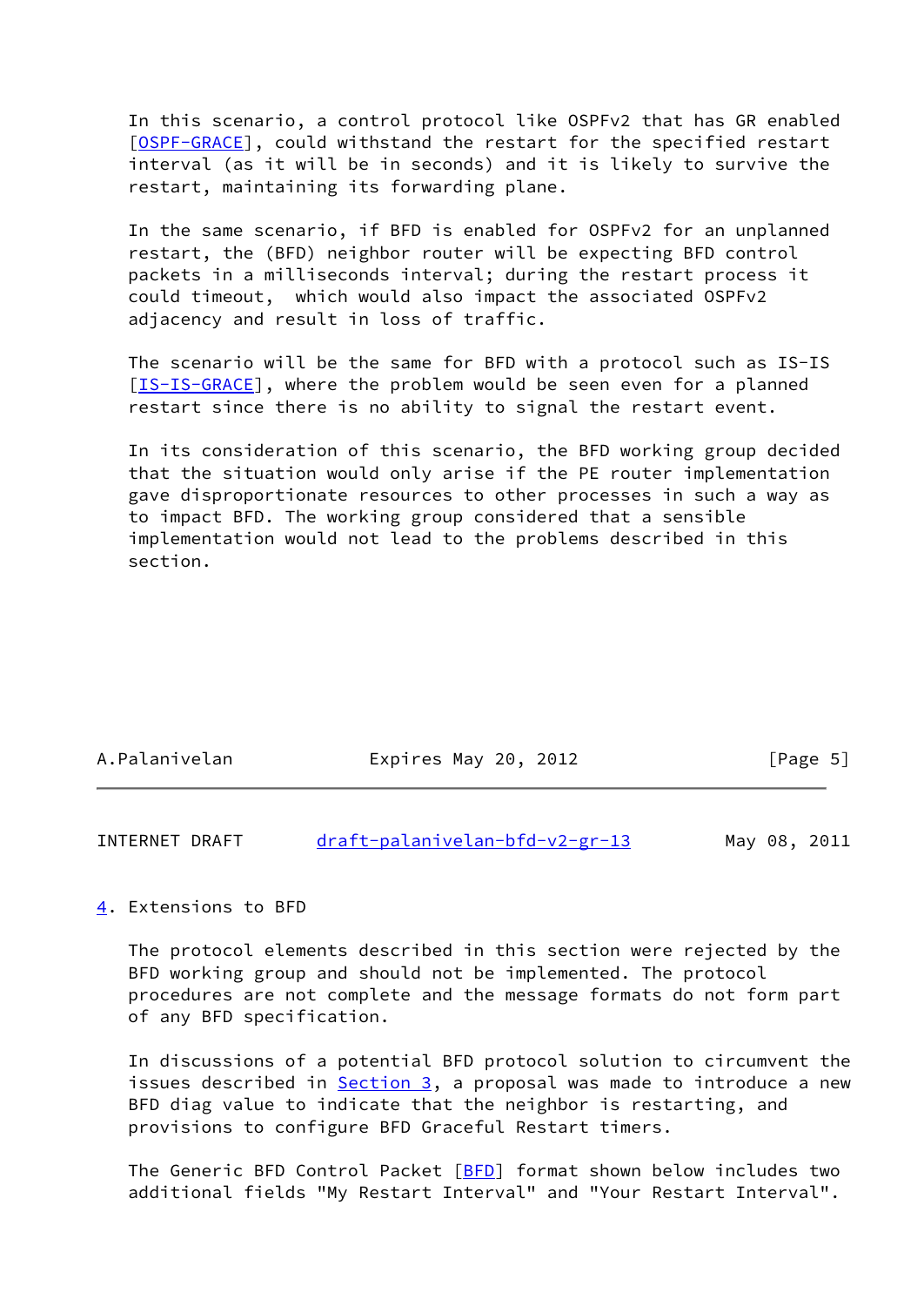In this scenario, a control protocol like OSPFv2 that has GR enabled [OSPF-GRACE], could withstand the restart for the specified restart interval (as it will be in seconds) and it is likely to survive the restart, maintaining its forwarding plane.

In the same scenario, if BFD is enabled for OSPFv2 for an unplanned restart, the (BFD) neighbor router will be expecting BFD control packets in a milliseconds interval; during the restart process it could timeout, which would also impact the associated OSPFv2 adjacency and result in loss of traffic.

The scenario will be the same for BFD with a protocol such as IS-IS [IS-IS-GRACE], where the problem would be seen even for a planned restart since there is no ability to signal the restart event.

In its consideration of this scenario, the BFD working group decided that the situation would only arise if the PE router implementation gave disproportionate resources to other processes in such a way as to impact BFD. The working group considered that a sensible implementation would not lead to the problems described in this section.

## 4. Extensions to BFD

The protocol elements described in this section were rejected by the BFD working group and should not be implemented. The protocol procedures are not complete and the message formats do not form part of any BFD specification.

In discussions of a potential BFD protocol solution to circumvent the issues described in Section 3, a proposal was made to introduce a new BFD diag value to indicate that the neighbor is restarting, and provisions to configure BFD Graceful Restart timers.

The Generic BFD Control Packet [BFD] format shown below includes two additional fields "My Restart Interval" and "Your Restart Interval".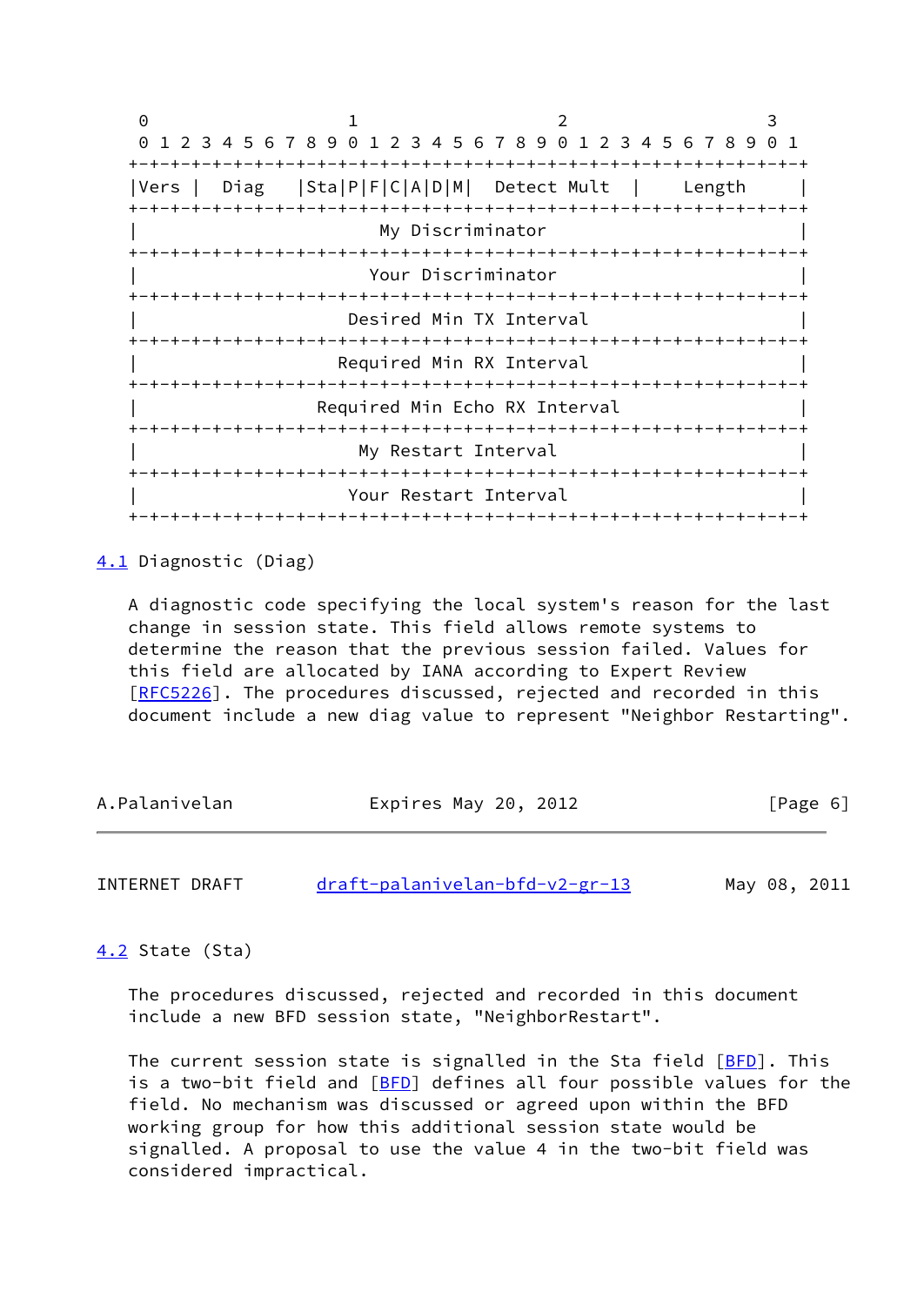```
 0                   1                   2                   3
 0 1 2 3 4 5 6 7 8 9 0 1 2 3 4 5 6 7 8 9 0 1 2 3 4 5 6 7 8 9 0 1
+-+-+-+-+-+-+-+-+-+-+-+-+-+-+-+-+-+-+-+-+-+-+-+-+-+-+-+-+-+-+-+-+
|Vers |  Diag   |Sta|P|F|C|A|D|M|  Detect Mult  |    Length     |
+-+-+-+-+-+-+-+-+-+-+-+-+-+-+-+-+-+-+-+-+-+-+-+-+-+-+-+-+-+-+-+-+
|                       My Discriminator                        |
+-+-+-+-+-+-+-+-+-+-+-+-+-+-+-+-+-+-+-+-+-+-+-+-+-+-+-+-+-+-+-+-+
|                      Your Discriminator                       |
+-+-+-+-+-+-+-+-+-+-+-+-+-+-+-+-+-+-+-+-+-+-+-+-+-+-+-+-+-+-+-+-+
|                    Desired Min TX Interval                    |
+-+-+-+-+-+-+-+-+-+-+-+-+-+-+-+-+-+-+-+-+-+-+-+-+-+-+-+-+-+-+-+-+
|                   Required Min RX Interval                    |
+-+-+-+-+-+-+-+-+-+-+-+-+-+-+-+-+-+-+-+-+-+-+-+-+-+-+-+-+-+-+-+-+
|                 Required Min Echo RX Interval                 |
+-+-+-+-+-+-+-+-+-+-+-+-+-+-+-+-+-+-+-+-+-+-+-+-+-+-+-+-+-+-+-+-+
|                      My Restart Interval                      |
+-+-+-+-+-+-+-+-+-+-+-+-+-+-+-+-+-+-+-+-+-+-+-+-+-+-+-+-+-+-+-+-+
|                     Your Restart Interval                     |
+-+-+-+-+-+-+-+-+-+-+-+-+-+-+-+-+-+-+-+-+-+-+-+-+-+-+-+-+-+-+-+-+
```

## 4.1 Diagnostic (Diag)

A diagnostic code specifying the local system's reason for the last change in session state. This field allows remote systems to determine the reason that the previous session failed. Values for this field are allocated by IANA according to Expert Review [RFC5226]. The procedures discussed, rejected and recorded in this document include a new diag value to represent "Neighbor Restarting".

## 4.2 State (Sta)

The procedures discussed, rejected and recorded in this document include a new BFD session state, "NeighborRestart".

The current session state is signalled in the Sta field [BFD]. This is a two-bit field and [BFD] defines all four possible values for the field. No mechanism was discussed or agreed upon within the BFD working group for how this additional session state would be signalled. A proposal to use the value 4 in the two-bit field was considered impractical.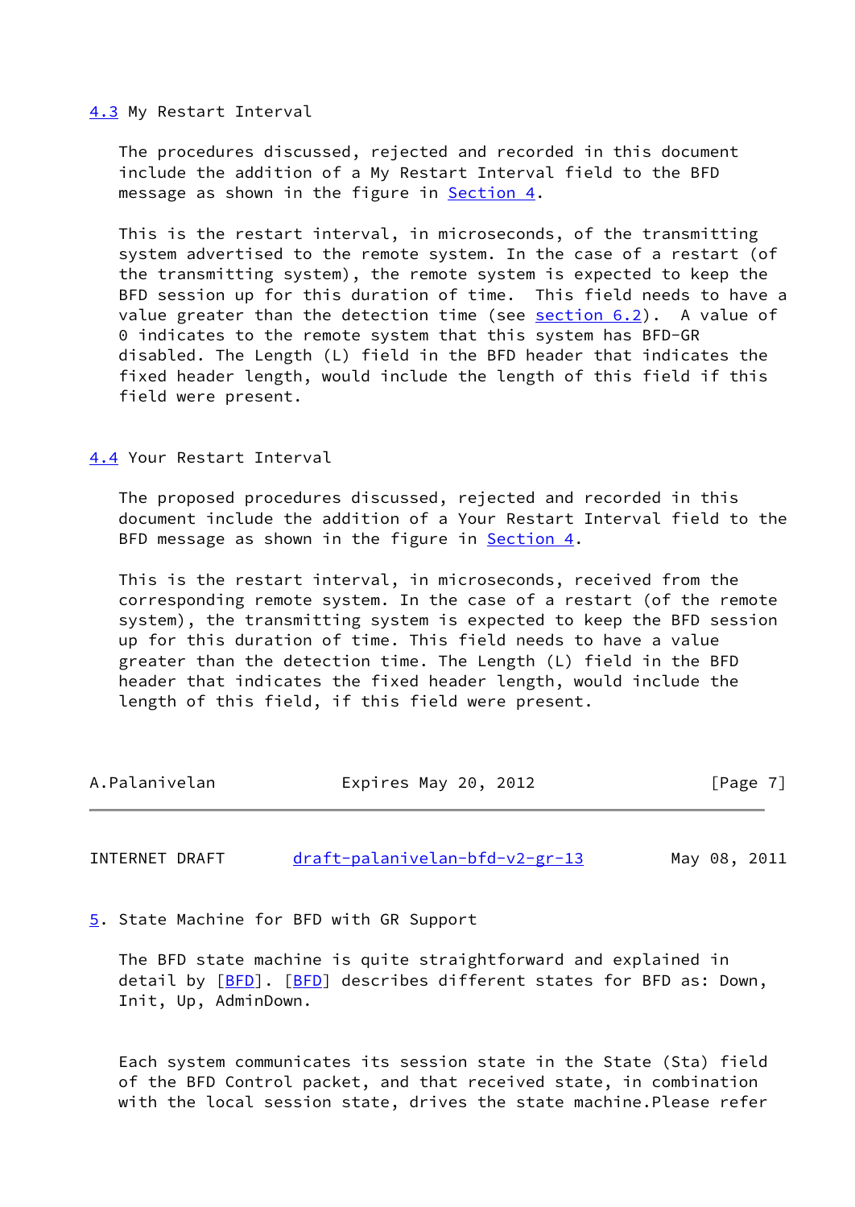### 4.3 My Restart Interval

The procedures discussed, rejected and recorded in this document include the addition of a My Restart Interval field to the BFD message as shown in the figure in Section 4.

This is the restart interval, in microseconds, of the transmitting system advertised to the remote system. In the case of a restart (of the transmitting system), the remote system is expected to keep the BFD session up for this duration of time. This field needs to have a value greater than the detection time (see section 6.2). A value of 0 indicates to the remote system that this system has BFD-GR disabled. The Length (L) field in the BFD header that indicates the fixed header length, would include the length of this field if this field were present.

### 4.4 Your Restart Interval

The proposed procedures discussed, rejected and recorded in this document include the addition of a Your Restart Interval field to the BFD message as shown in the figure in Section 4.

This is the restart interval, in microseconds, received from the corresponding remote system. In the case of a restart (of the remote system), the transmitting system is expected to keep the BFD session up for this duration of time. This field needs to have a value greater than the detection time. The Length (L) field in the BFD header that indicates the fixed header length, would include the length of this field, if this field were present.

## 5. State Machine for BFD with GR Support

The BFD state machine is quite straightforward and explained in detail by [BFD]. [BFD] describes different states for BFD as: Down, Init, Up, AdminDown.

Each system communicates its session state in the State (Sta) field of the BFD Control packet, and that received state, in combination with the local session state, drives the state machine.Please refer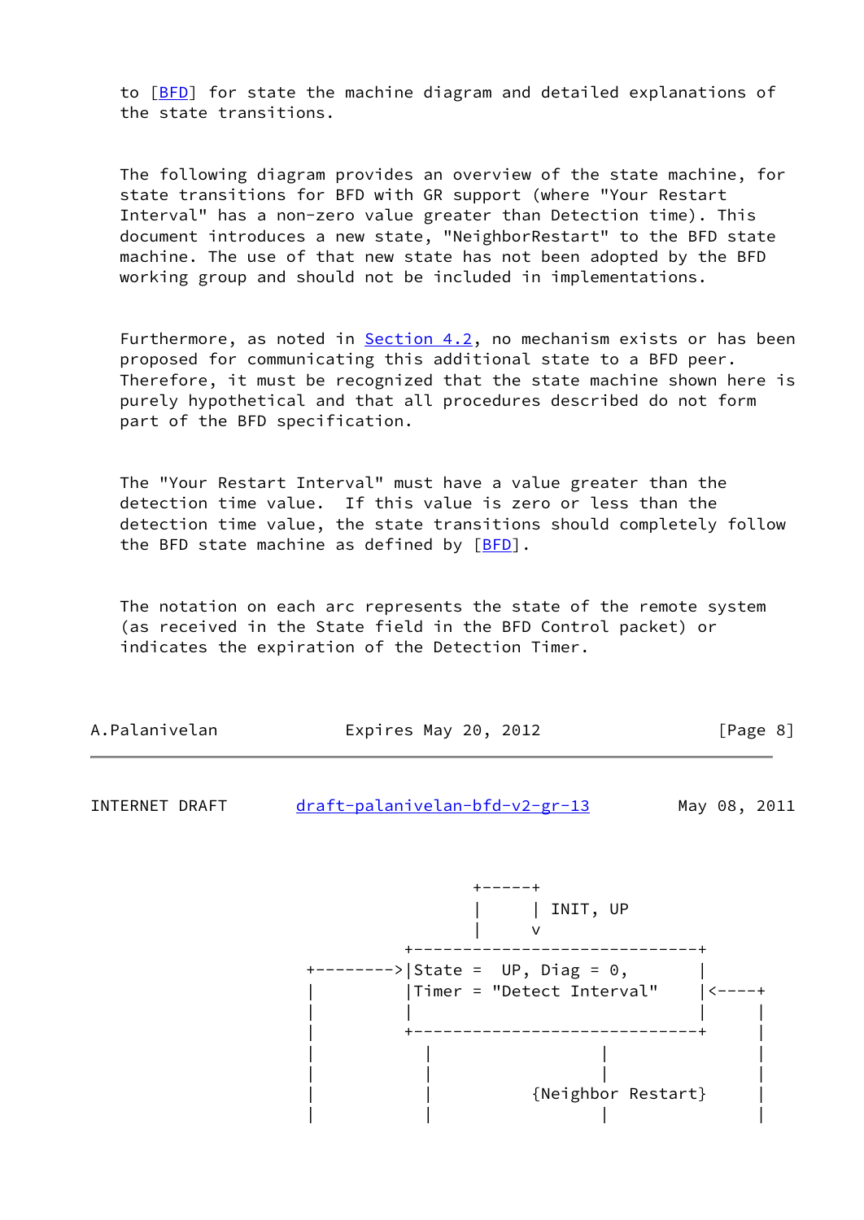to [BFD] for state the machine diagram and detailed explanations of the state transitions.

The following diagram provides an overview of the state machine, for state transitions for BFD with GR support (where "Your Restart Interval" has a non-zero value greater than Detection time). This document introduces a new state, "NeighborRestart" to the BFD state machine. The use of that new state has not been adopted by the BFD working group and should not be included in implementations.

Furthermore, as noted in Section 4.2, no mechanism exists or has been proposed for communicating this additional state to a BFD peer. Therefore, it must be recognized that the state machine shown here is purely hypothetical and that all procedures described do not form part of the BFD specification.

The "Your Restart Interval" must have a value greater than the detection time value. If this value is zero or less than the detection time value, the state transitions should completely follow the BFD state machine as defined by [BFD].

The notation on each arc represents the state of the remote system (as received in the State field in the BFD Control packet) or indicates the expiration of the Detection Timer.

```
                          +------+
                          |      | INIT, UP
                          |      v
                   +-----------------------------+
          +-------->|State =  UP, Diag = 0,      |
          |        |Timer = "Detect Interval"    |<----+
          |        |                             |     |
          |        +-----------------------------+     |
          |          |             |                   |
          |          |             |                   |
          |          |         {Neighbor Restart}      |
          |          |             |                   |
```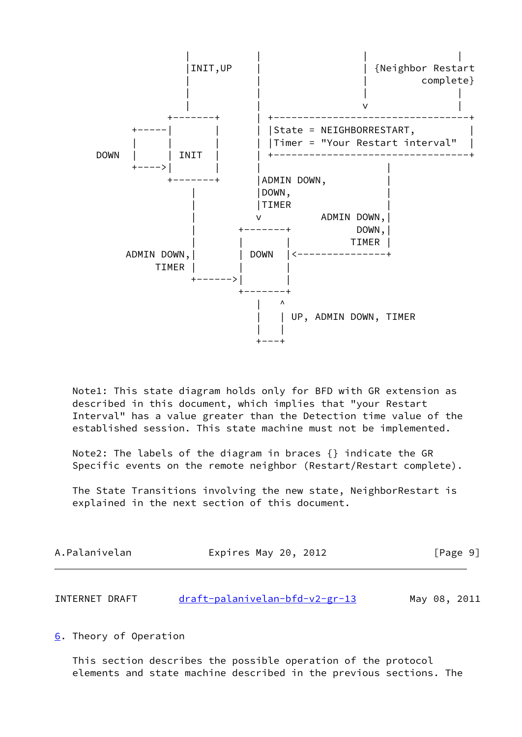```
                |          |                   |              |
                |INIT,UP   |                   | {Neighbor Restart
                |          |                   |        complete}
                |          |                   |              |
                |          |                   v              |
             +-------+     | +---------------------------------+
        +-----|       |    | |State = NEIGHBORRESTART,         |
        |     |       |    | |Timer = "Your Restart interval"  |
  DOWN  |     | INIT  |    | +---------------------------------+
        +---->|       |    |                   |
             +-------+     |ADMIN DOWN,        |
                 |         |DOWN,              |
                 |         |TIMER              |
                 |         v          ADMIN DOWN,|
                 |      +--------+         DOWN,|
                 |      |        |        TIMER |
       ADMIN DOWN,|     | DOWN   |<----------------+
            TIMER |     |        |
                 +------>|        |
                        +--------+
                           |   ^
                           |   | UP, ADMIN DOWN, TIMER
                           |   |
                           +---+
```

Note1: This state diagram holds only for BFD with GR extension as described in this document, which implies that "your Restart Interval" has a value greater than the Detection time value of the established session. This state machine must not be implemented.

Note2: The labels of the diagram in braces {} indicate the GR Specific events on the remote neighbor (Restart/Restart complete).

The State Transitions involving the new state, NeighborRestart is explained in the next section of this document.

## 6. Theory of Operation

This section describes the possible operation of the protocol elements and state machine described in the previous sections. The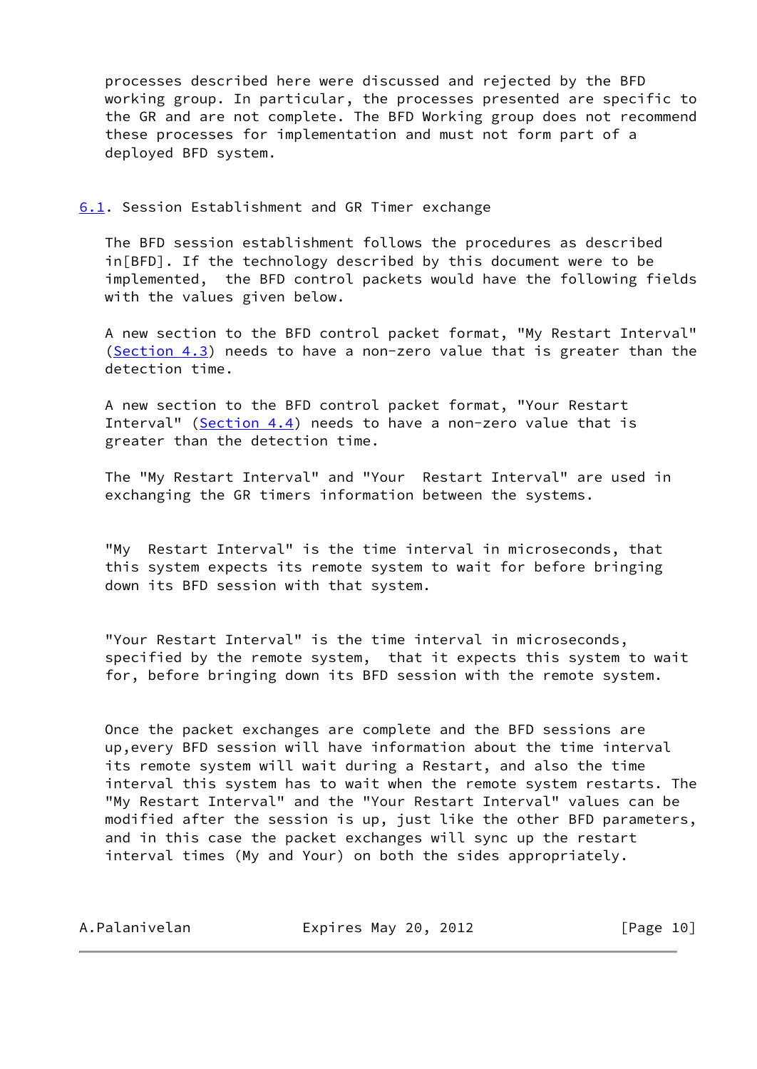processes described here were discussed and rejected by the BFD working group. In particular, the processes presented are specific to the GR and are not complete. The BFD Working group does not recommend these processes for implementation and must not form part of a deployed BFD system.

## 6.1. Session Establishment and GR Timer exchange

The BFD session establishment follows the procedures as described in[BFD]. If the technology described by this document were to be implemented, the BFD control packets would have the following fields with the values given below.

A new section to the BFD control packet format, "My Restart Interval" (Section 4.3) needs to have a non-zero value that is greater than the detection time.

A new section to the BFD control packet format, "Your Restart Interval" (Section 4.4) needs to have a non-zero value that is greater than the detection time.

The "My Restart Interval" and "Your Restart Interval" are used in exchanging the GR timers information between the systems.

"My Restart Interval" is the time interval in microseconds, that this system expects its remote system to wait for before bringing down its BFD session with that system.

"Your Restart Interval" is the time interval in microseconds, specified by the remote system, that it expects this system to wait for, before bringing down its BFD session with the remote system.

Once the packet exchanges are complete and the BFD sessions are up,every BFD session will have information about the time interval its remote system will wait during a Restart, and also the time interval this system has to wait when the remote system restarts. The "My Restart Interval" and the "Your Restart Interval" values can be modified after the session is up, just like the other BFD parameters, and in this case the packet exchanges will sync up the restart interval times (My and Your) on both the sides appropriately.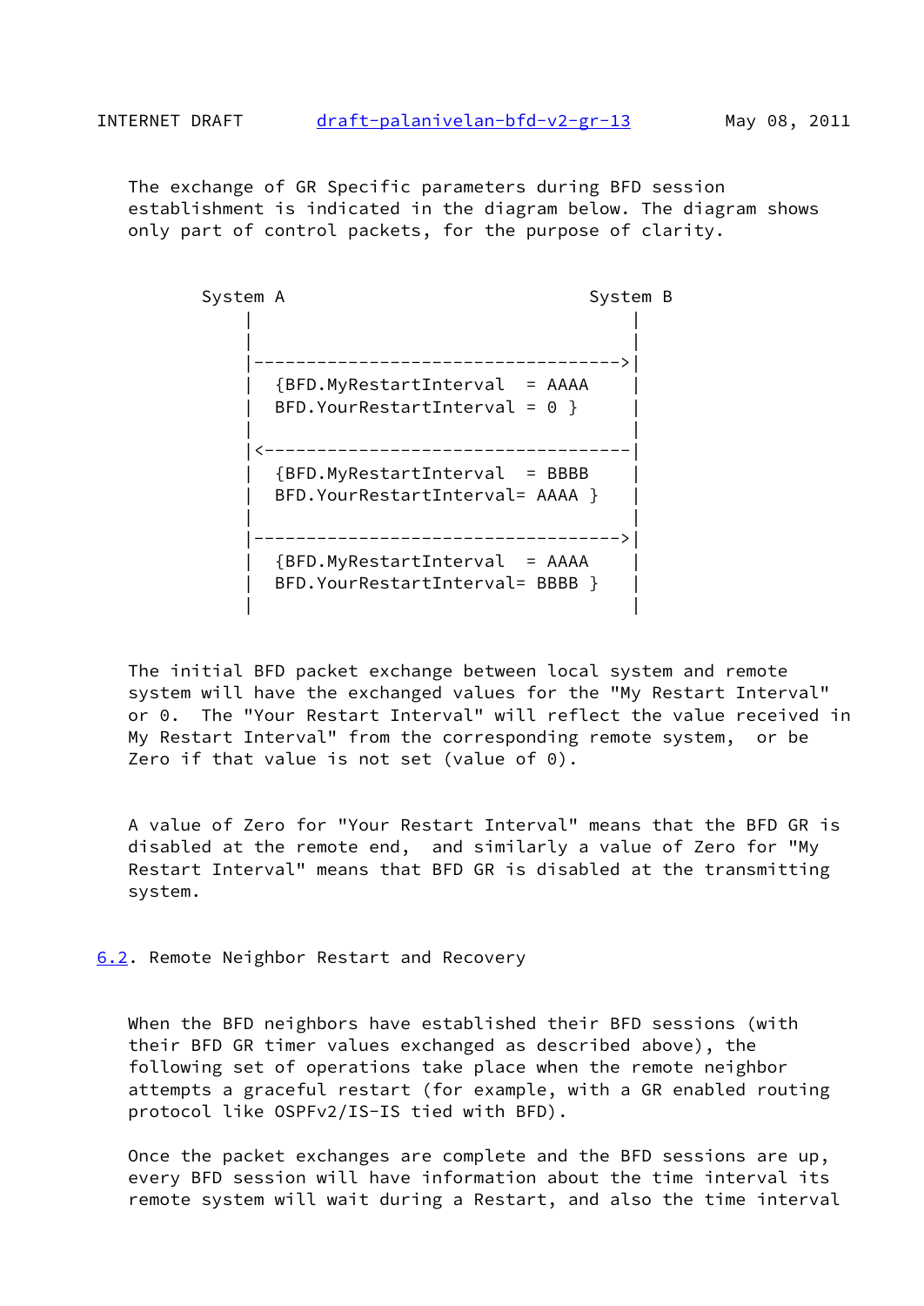The exchange of GR Specific parameters during BFD session establishment is indicated in the diagram below. The diagram shows only part of control packets, for the purpose of clarity.

```
       System A                             System B
           |                                    |
           |                                    |
           |----------------------------------->|
           |  {BFD.MyRestartInterval  = AAAA    |
           |  BFD.YourRestartInterval = 0 }     |
           |                                    |
           |<-----------------------------------|
           |  {BFD.MyRestartInterval  = BBBB    |
           |  BFD.YourRestartInterval= AAAA }   |
           |                                    |
           |----------------------------------->|
           |  {BFD.MyRestartInterval  = AAAA    |
           |  BFD.YourRestartInterval= BBBB }   |
           |                                    |
```

The initial BFD packet exchange between local system and remote system will have the exchanged values for the "My Restart Interval" or 0. The "Your Restart Interval" will reflect the value received in My Restart Interval" from the corresponding remote system, or be Zero if that value is not set (value of 0).

A value of Zero for "Your Restart Interval" means that the BFD GR is disabled at the remote end, and similarly a value of Zero for "My Restart Interval" means that BFD GR is disabled at the transmitting system.

## 6.2. Remote Neighbor Restart and Recovery

When the BFD neighbors have established their BFD sessions (with their BFD GR timer values exchanged as described above), the following set of operations take place when the remote neighbor attempts a graceful restart (for example, with a GR enabled routing protocol like OSPFv2/IS-IS tied with BFD).

Once the packet exchanges are complete and the BFD sessions are up, every BFD session will have information about the time interval its remote system will wait during a Restart, and also the time interval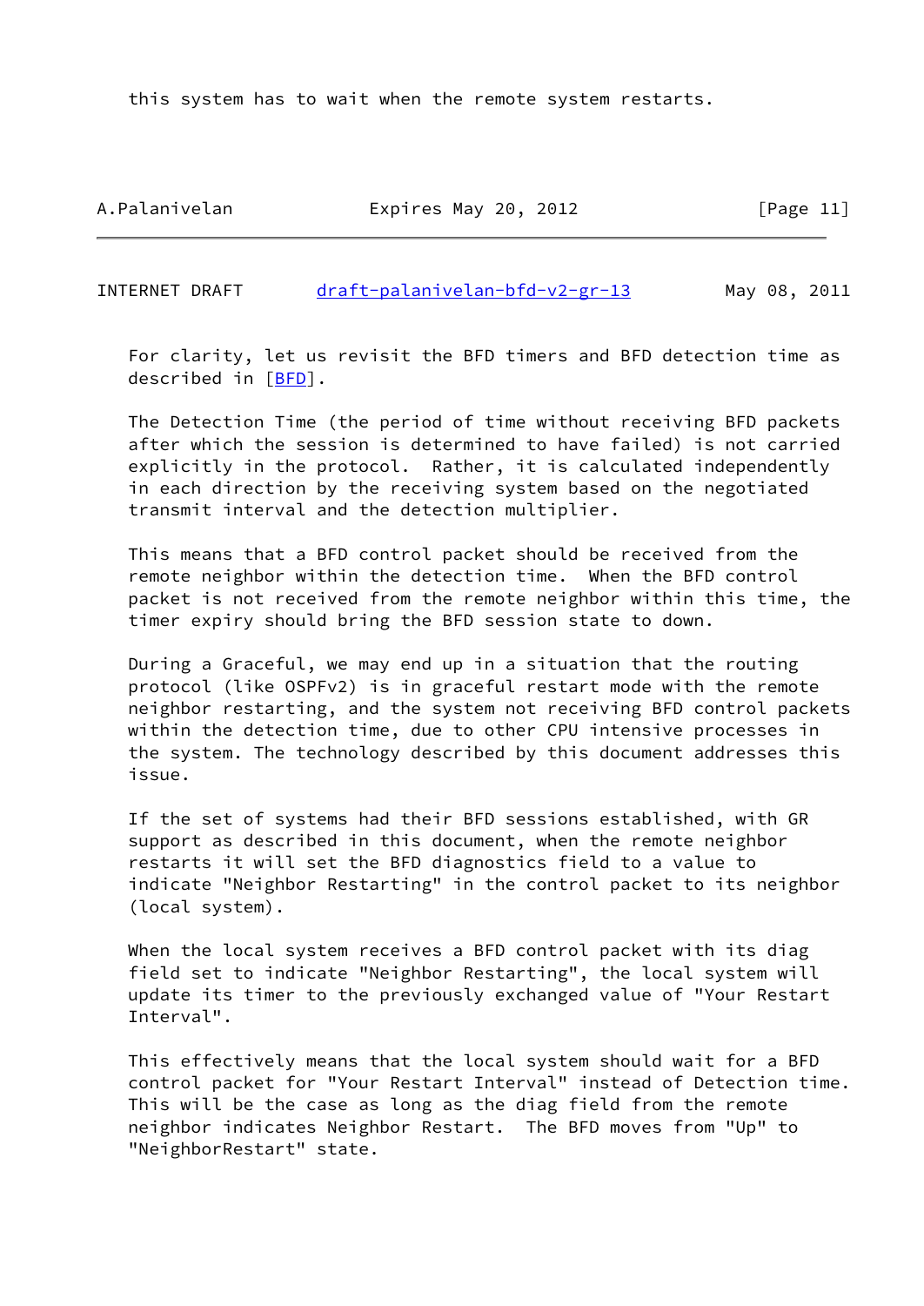this system has to wait when the remote system restarts.

For clarity, let us revisit the BFD timers and BFD detection time as described in [BFD].

The Detection Time (the period of time without receiving BFD packets after which the session is determined to have failed) is not carried explicitly in the protocol. Rather, it is calculated independently in each direction by the receiving system based on the negotiated transmit interval and the detection multiplier.

This means that a BFD control packet should be received from the remote neighbor within the detection time. When the BFD control packet is not received from the remote neighbor within this time, the timer expiry should bring the BFD session state to down.

During a Graceful, we may end up in a situation that the routing protocol (like OSPFv2) is in graceful restart mode with the remote neighbor restarting, and the system not receiving BFD control packets within the detection time, due to other CPU intensive processes in the system. The technology described by this document addresses this issue.

If the set of systems had their BFD sessions established, with GR support as described in this document, when the remote neighbor restarts it will set the BFD diagnostics field to a value to indicate "Neighbor Restarting" in the control packet to its neighbor (local system).

When the local system receives a BFD control packet with its diag field set to indicate "Neighbor Restarting", the local system will update its timer to the previously exchanged value of "Your Restart Interval".

This effectively means that the local system should wait for a BFD control packet for "Your Restart Interval" instead of Detection time. This will be the case as long as the diag field from the remote neighbor indicates Neighbor Restart. The BFD moves from "Up" to "NeighborRestart" state.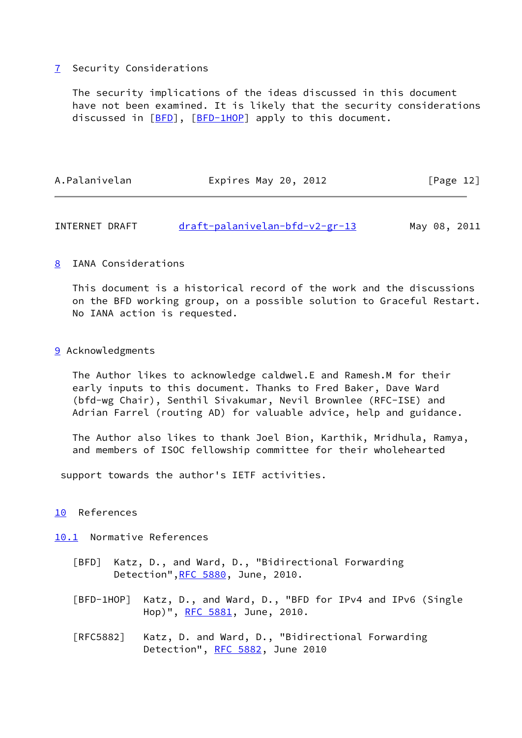## 7 Security Considerations

The security implications of the ideas discussed in this document have not been examined. It is likely that the security considerations discussed in [BFD], [BFD-1HOP] apply to this document.

## 8 IANA Considerations

This document is a historical record of the work and the discussions on the BFD working group, on a possible solution to Graceful Restart. No IANA action is requested.

## 9 Acknowledgments

The Author likes to acknowledge caldwel.E and Ramesh.M for their early inputs to this document. Thanks to Fred Baker, Dave Ward (bfd-wg Chair), Senthil Sivakumar, Nevil Brownlee (RFC-ISE) and Adrian Farrel (routing AD) for valuable advice, help and guidance.

The Author also likes to thank Joel Bion, Karthik, Mridhula, Ramya, and members of ISOC fellowship committee for their wholehearted support towards the author's IETF activities.

## 10 References

### 10.1 Normative References

[BFD] Katz, D., and Ward, D., "Bidirectional Forwarding Detection",RFC 5880, June, 2010.

[BFD-1HOP] Katz, D., and Ward, D., "BFD for IPv4 and IPv6 (Single Hop)", RFC 5881, June, 2010.

[RFC5882] Katz, D. and Ward, D., "Bidirectional Forwarding Detection", RFC 5882, June 2010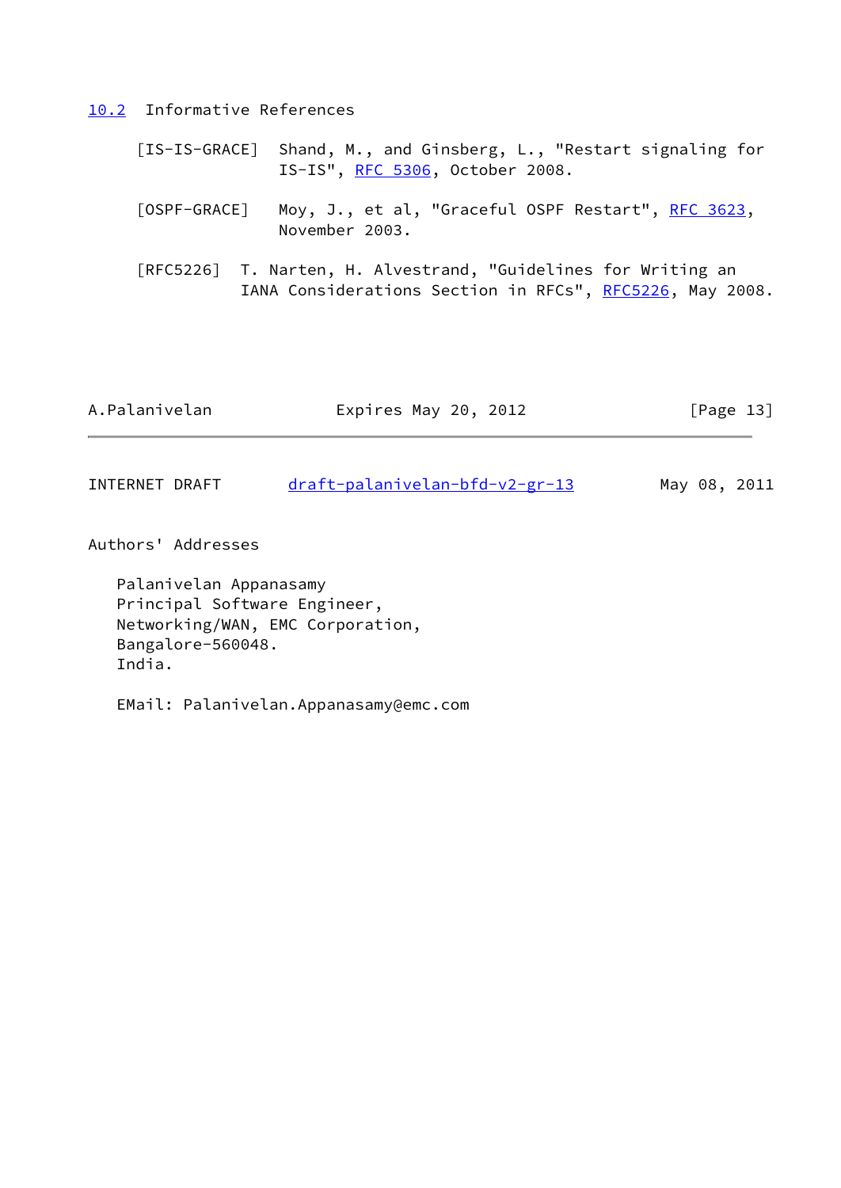## 10.2 Informative References

[IS-IS-GRACE] Shand, M., and Ginsberg, L., "Restart signaling for IS-IS", RFC 5306, October 2008.

[OSPF-GRACE] Moy, J., et al, "Graceful OSPF Restart", RFC 3623, November 2003.

[RFC5226] T. Narten, H. Alvestrand, "Guidelines for Writing an IANA Considerations Section in RFCs", RFC5226, May 2008.

## Authors' Addresses

Palanivelan Appanasamy
Principal Software Engineer,
Networking/WAN, EMC Corporation,
Bangalore-560048.
India.

EMail: Palanivelan.Appanasamy@emc.com